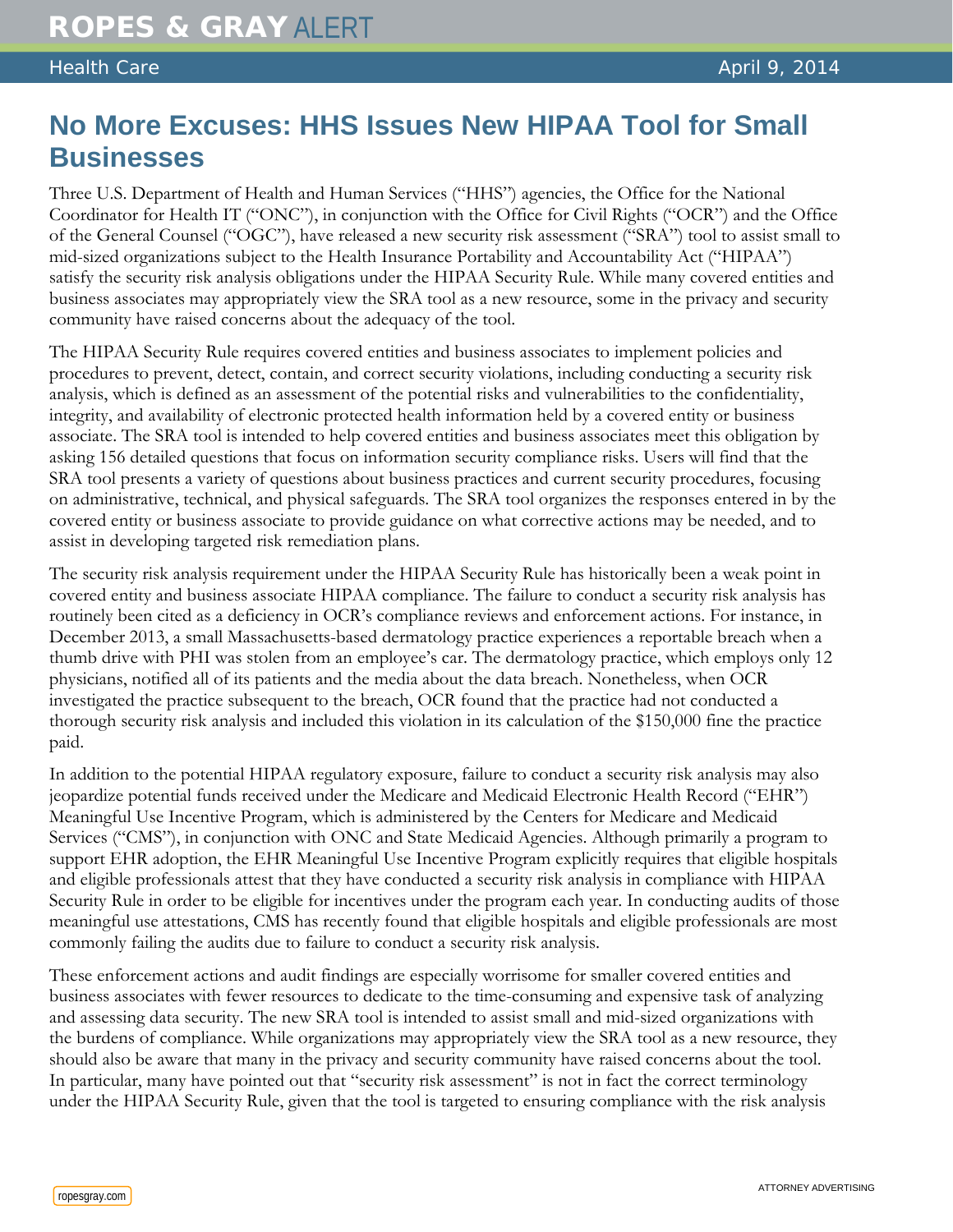# No More Excuses: HHS Issues New HIPAA Tool for Small Businesses

Three U.S. Department of Health and Human Services ("HHS") agencies, the Office for the National Coordinator for Health IT ("ONC"), in conjunction with the Office for Civil Rights ("OCR") and the Office of the General Counsel ("OGC"), have released a new security risk assessment ("SRA") tool to assist small to mid-sized organizations subject to the Health Insurance Portability and Accountability Act ("HIPAA") satisfy the security risk analysis obligations under the HIPAA Security Rule. While many covered entities and business associates may appropriately view the SRA tool as a new resource, some in the privacy and security community have raised concerns about the adequacy of the tool.

The HIPAA Security Rule requires covered entities and business associates to implement policies and procedures to prevent, detect, contain, and correct security violations, including conducting a security risk analysis, which is defined as an assessment of the potential risks and vulnerabilities to the confidentiality, integrity, and availability of electronic protected health information held by a covered entity or business associate. The SRA tool is intended to help covered entities and business associates meet this obligation by asking 156 detailed questions that focus on information security compliance risks. Users will find that the SRA tool presents a variety of questions about business practices and current security procedures, focusing on administrative, technical, and physical safeguards. The SRA tool organizes the responses entered in by the covered entity or business associate to provide guidance on what corrective actions may be needed, and to assist in developing targeted risk remediation plans.

The security risk analysis requirement under the HIPAA Security Rule has historically been a weak point in covered entity and business associate HIPAA compliance. The failure to conduct a security risk analysis has routinely been cited as a deficiency in OCR's compliance reviews and enforcement actions. For instance, in December 2013, a small Massachusetts-based dermatology practice experiences a reportable breach when a thumb drive with PHI was stolen from an employee's car. The dermatology practice, which employs only 12 physicians, notified all of its patients and the media about the data breach. Nonetheless, when OCR investigated the practice subsequent to the breach, OCR found that the practice had not conducted a thorough security risk analysis and included this violation in its calculation of the $150,000 fine the practice paid.

In addition to the potential HIPAA regulatory exposure, failure to conduct a security risk analysis may also jeopardize potential funds received under the Medicare and Medicaid Electronic Health Record ("EHR") Meaningful Use Incentive Program, which is administered by the Centers for Medicare and Medicaid Services ("CMS"), in conjunction with ONC and State Medicaid Agencies. Although primarily a program to support EHR adoption, the EHR Meaningful Use Incentive Program explicitly requires that eligible hospitals and eligible professionals attest that they have conducted a security risk analysis in compliance with HIPAA Security Rule in order to be eligible for incentives under the program each year. In conducting audits of those meaningful use attestations, CMS has recently found that eligible hospitals and eligible professionals are most commonly failing the audits due to failure to conduct a security risk analysis.

These enforcement actions and audit findings are especially worrisome for smaller covered entities and business associates with fewer resources to dedicate to the time-consuming and expensive task of analyzing and assessing data security. The new SRA tool is intended to assist small and mid-sized organizations with the burdens of compliance. While organizations may appropriately view the SRA tool as a new resource, they should also be aware that many in the privacy and security community have raised concerns about the tool. In particular, many have pointed out that "security risk assessment" is not in fact the correct terminology under the HIPAA Security Rule, given that the tool is targeted to ensuring compliance with the risk analysis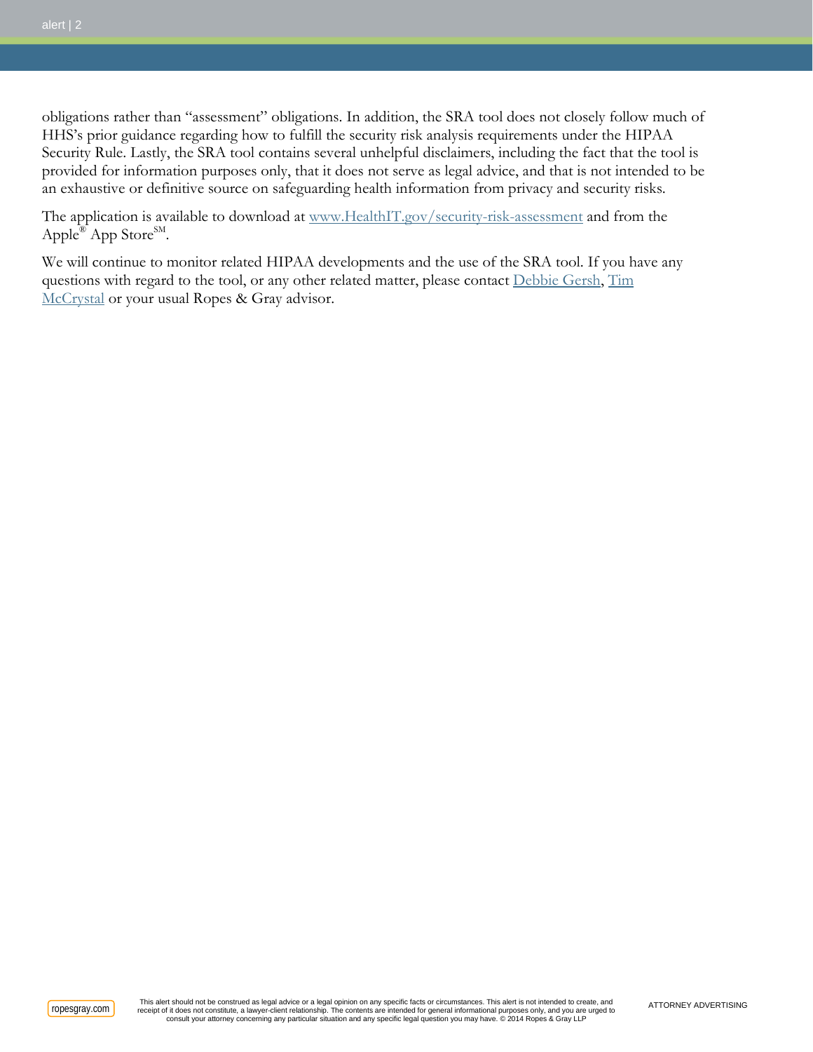obligations rather than "assessment" obligations. In addition, the SRA tool does not closely follow much of HHS's prior guidance regarding how to fulfill the security risk analysis requirements under the HIPAA Security Rule. Lastly, the SRA tool contains several unhelpful disclaimers, including the fact that the tool is provided for information purposes only, that it does not serve as legal advice, and that is not intended to be an exhaustive or definitive source on safeguarding health information from privacy and security risks.

The application is available to download at [www.HealthIT.gov/security-risk-assessment](http://www.HealthIT.gov/security-risk-assessment) and from the Apple® App Store℠.

We will continue to monitor related HIPAA developments and the use of the SRA tool. If you have any questions with regard to the tool, or any other related matter, please contact Debbie Gersh, Tim McCrystal or your usual Ropes & Gray advisor.

This alert should not be construed as legal advice or a legal opinion on any specific facts or circumstances. This alert is not intended to create, and receipt of it does not constitute, a lawyer-client relationship. The contents are intended for general informational purposes only, and you are urged to consult your attorney concerning any particular situation and any specific legal question you may have. © 2014 Ropes & Gray LLP

ATTORNEY ADVERTISING